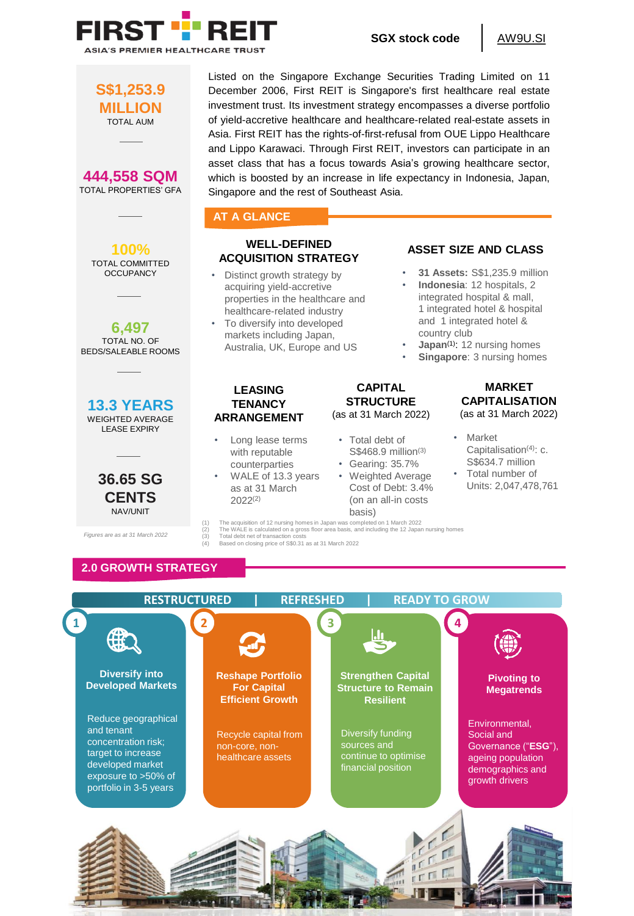# FIRST REIT

ASIA'S PREMIER HEALTHCARE TRUST

**SGX stock code** | AW9U.SI

**S$1,253.9 MILLION**
TOTAL AUM

**444,558 SQM**
TOTAL PROPERTIES' GFA

**100%**
TOTAL COMMITTED OCCUPANCY

**6,497**
TOTAL NO. OF BEDS/SALEABLE ROOMS

**13.3 YEARS**
WEIGHTED AVERAGE LEASE EXPIRY

**36.65 SG CENTS**
NAV/UNIT

*Figures are as at 31 March 2022*

Listed on the Singapore Exchange Securities Trading Limited on 11 December 2006, First REIT is Singapore's first healthcare real estate investment trust. Its investment strategy encompasses a diverse portfolio of yield-accretive healthcare and healthcare-related real-estate assets in Asia. First REIT has the rights-of-first-refusal from OUE Lippo Healthcare and Lippo Karawaci. Through First REIT, investors can participate in an asset class that has a focus towards Asia's growing healthcare sector, which is boosted by an increase in life expectancy in Indonesia, Japan, Singapore and the rest of Southeast Asia.

## AT A GLANCE

### WELL-DEFINED ACQUISITION STRATEGY

- Distinct growth strategy by acquiring yield-accretive properties in the healthcare and healthcare-related industry
- To diversify into developed markets including Japan, Australia, UK, Europe and US

### ASSET SIZE AND CLASS

- **31 Assets:** S$1,235.9 million
- **Indonesia**: 12 hospitals, 2 integrated hospital & mall, 1 integrated hotel & hospital and 1 integrated hotel & country club
- **Japan**[1]: 12 nursing homes
- **Singapore**: 3 nursing homes

### LEASING TENANCY ARRANGEMENT

- Long lease terms with reputable counterparties
- WALE of 13.3 years as at 31 March 2022[2]

### CAPITAL STRUCTURE (as at 31 March 2022)

- Total debt of S$468.9 million[3]
- Gearing: 35.7%
- Weighted Average Cost of Debt: 3.4% (on an all-in costs basis)

### MARKET CAPITALISATION (as at 31 March 2022)

- Market Capitalisation[4]: c. S$634.7 million
- Total number of Units: 2,047,478,761

(1) The acquisition of 12 nursing homes in Japan was completed on 1 March 2022
(2) The WALE is calculated on a gross floor area basis, and including the 12 Japan nursing homes
(3) Total debt net of transaction costs
(4) Based on closing price of S$0.31 as at 31 March 2022

## 2.0 GROWTH STRATEGY

**RESTRUCTURED | REFRESHED | READY TO GROW**

**1. Diversify into Developed Markets**
Reduce geographical and tenant concentration risk; target to increase developed market exposure to >50% of portfolio in 3-5 years

**2. Reshape Portfolio For Capital Efficient Growth**
Recycle capital from non-core, non-healthcare assets

**3. Strengthen Capital Structure to Remain Resilient**
Diversify funding sources and continue to optimise financial position

**4. Pivoting to Megatrends**
Environmental, Social and Governance ("**ESG**"), ageing population demographics and growth drivers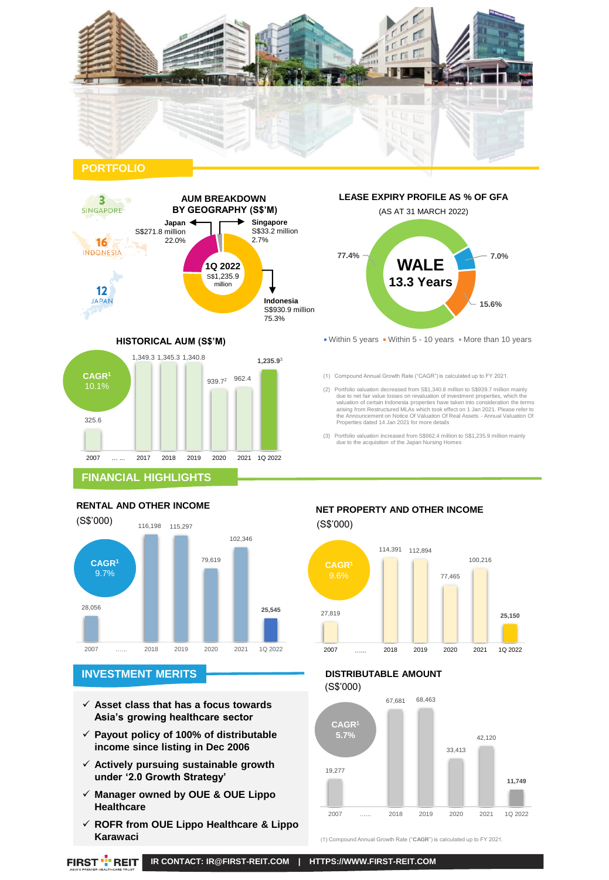## PORTFOLIO

3 SINGAPORE

16 INDONESIA

12 JAPAN

### AUM BREAKDOWN BY GEOGRAPHY (S$'M)

Japan S$271.8 million 22.0%

Singapore S$33.2 million 2.7%

1Q 2022 S$1,235.9 million

Indonesia S$930.9 million 75.3%

### LEASE EXPIRY PROFILE AS % OF GFA

(AS AT 31 MARCH 2022)

77.4%

7.0%

15.6%

WALE 13.3 Years

Within 5 years · Within 5 - 10 years · More than 10 years

### HISTORICAL AUM (S$'M)

CAGR[1] 10.1%

325.6 · 1,349.3 · 1,345.3 · 1,340.8 · 939.7[2] · 962.4 · 1,235.9[3]

2007 …… 2017 2018 2019 2020 2021 1Q 2022

(1) Compound Annual Growth Rate ("CAGR") is calculated up to FY 2021.

(2) Portfolio valuation decreased from S$1,340.8 million to S$939.7 million mainly due to net fair value losses on revaluation of investment properties, which the valuation of certain Indonesia properties have taken into consideration the terms arising from Restructured MLAs which took effect on 1 Jan 2021. Please refer to the Announcement on Notice Of Valuation Of Real Assets - Annual Valuation Of Properties dated 14 Jan 2021 for more details

(3) Portfolio valuation increased from S$962.4 million to S$1,235.9 million mainly due to the acquisition of the Japan Nursing Homes

## FINANCIAL HIGHLIGHTS

### RENTAL AND OTHER INCOME

(S$'000)

CAGR[1] 9.7%

28,056 · 116,198 · 115,297 · 79,619 · 102,346 · 25,545

2007 …… 2018 2019 2020 2021 1Q 2022

### NET PROPERTY AND OTHER INCOME

(S$'000)

CAGR[1] 9.6%

27,819 · 114,391 · 112,894 · 77,465 · 100,216 · 25,150

2007 …… 2018 2019 2020 2021 1Q 2022

## INVESTMENT MERITS

- ✓ Asset class that has a focus towards Asia's growing healthcare sector
- ✓ Payout policy of 100% of distributable income since listing in Dec 2006
- ✓ Actively pursuing sustainable growth under '2.0 Growth Strategy'
- ✓ Manager owned by OUE & OUE Lippo Healthcare
- ✓ ROFR from OUE Lippo Healthcare & Lippo Karawaci

### DISTRIBUTABLE AMOUNT

(S$'000)

CAGR[1] 5.7%

19,277 · 67,681 · 68,463 · 33,413 · 42,120 · 11,749

2007 …… 2018 2019 2020 2021 1Q 2022

(1) Compound Annual Growth Rate ("CAGR") is calculated up to FY 2021.

FIRST REIT | IR CONTACT: IR@FIRST-REIT.COM | HTTPS://WWW.FIRST-REIT.COM